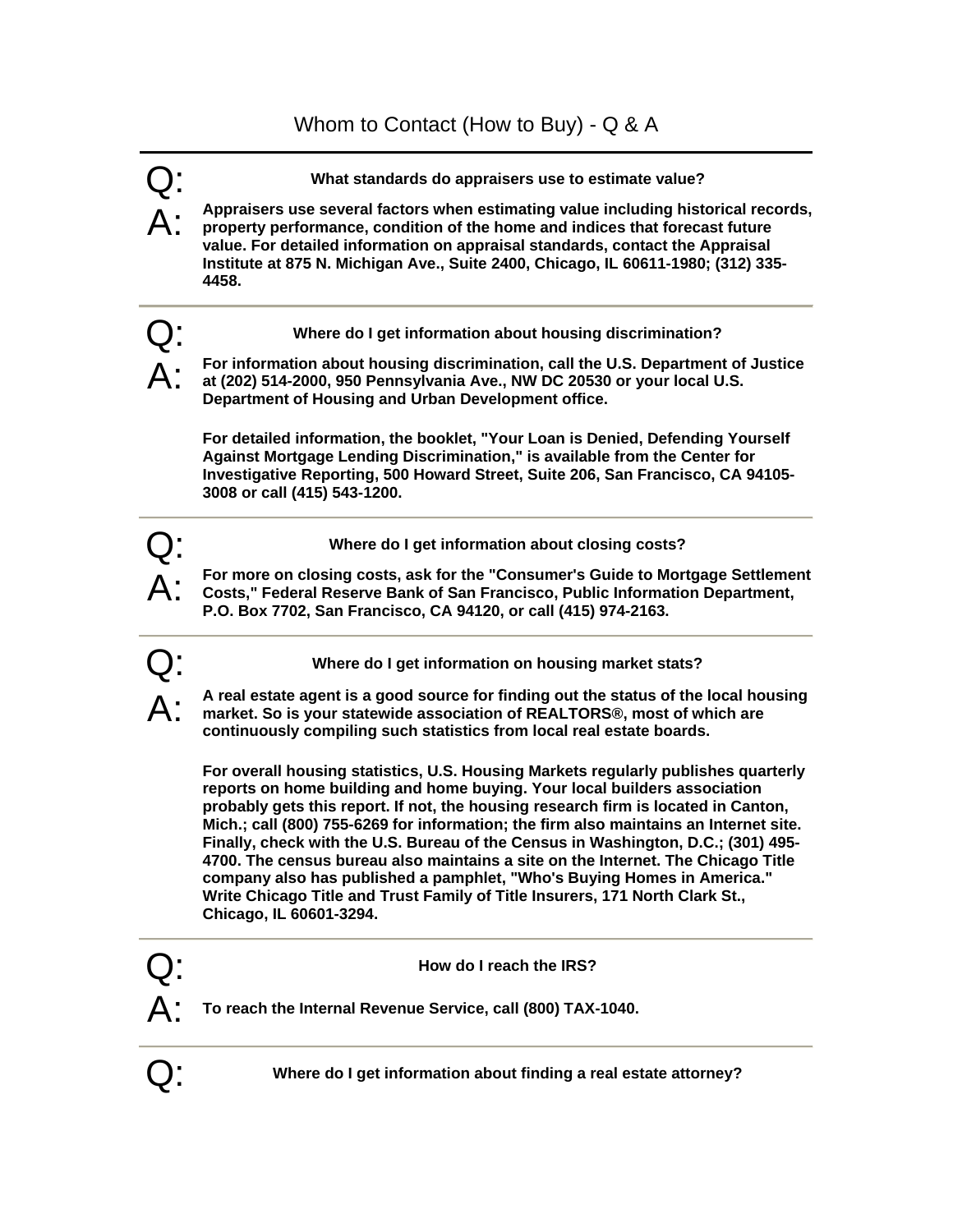# Whom to Contact (How to Buy) - Q & A

---

**Q: What standards do appraisers use to estimate value?**

**A: Appraisers use several factors when estimating value including historical records, property performance, condition of the home and indices that forecast future value. For detailed information on appraisal standards, contact the Appraisal Institute at 875 N. Michigan Ave., Suite 2400, Chicago, IL 60611-1980; (312) 335-4458.**

---

**Q: Where do I get information about housing discrimination?**

**A: For information about housing discrimination, call the U.S. Department of Justice at (202) 514-2000, 950 Pennsylvania Ave., NW DC 20530 or your local U.S. Department of Housing and Urban Development office.**

**For detailed information, the booklet, "Your Loan is Denied, Defending Yourself Against Mortgage Lending Discrimination," is available from the Center for Investigative Reporting, 500 Howard Street, Suite 206, San Francisco, CA 94105-3008 or call (415) 543-1200.**

---

**Q: Where do I get information about closing costs?**

**A: For more on closing costs, ask for the "Consumer's Guide to Mortgage Settlement Costs," Federal Reserve Bank of San Francisco, Public Information Department, P.O. Box 7702, San Francisco, CA 94120, or call (415) 974-2163.**

---

**Q: Where do I get information on housing market stats?**

**A: A real estate agent is a good source for finding out the status of the local housing market. So is your statewide association of REALTORS®, most of which are continuously compiling such statistics from local real estate boards.**

**For overall housing statistics, U.S. Housing Markets regularly publishes quarterly reports on home building and home buying. Your local builders association probably gets this report. If not, the housing research firm is located in Canton, Mich.; call (800) 755-6269 for information; the firm also maintains an Internet site. Finally, check with the U.S. Bureau of the Census in Washington, D.C.; (301) 495-4700. The census bureau also maintains a site on the Internet. The Chicago Title company also has published a pamphlet, "Who's Buying Homes in America." Write Chicago Title and Trust Family of Title Insurers, 171 North Clark St., Chicago, IL 60601-3294.**

---

**Q: How do I reach the IRS?**

**A: To reach the Internal Revenue Service, call (800) TAX-1040.**

---

**Q: Where do I get information about finding a real estate attorney?**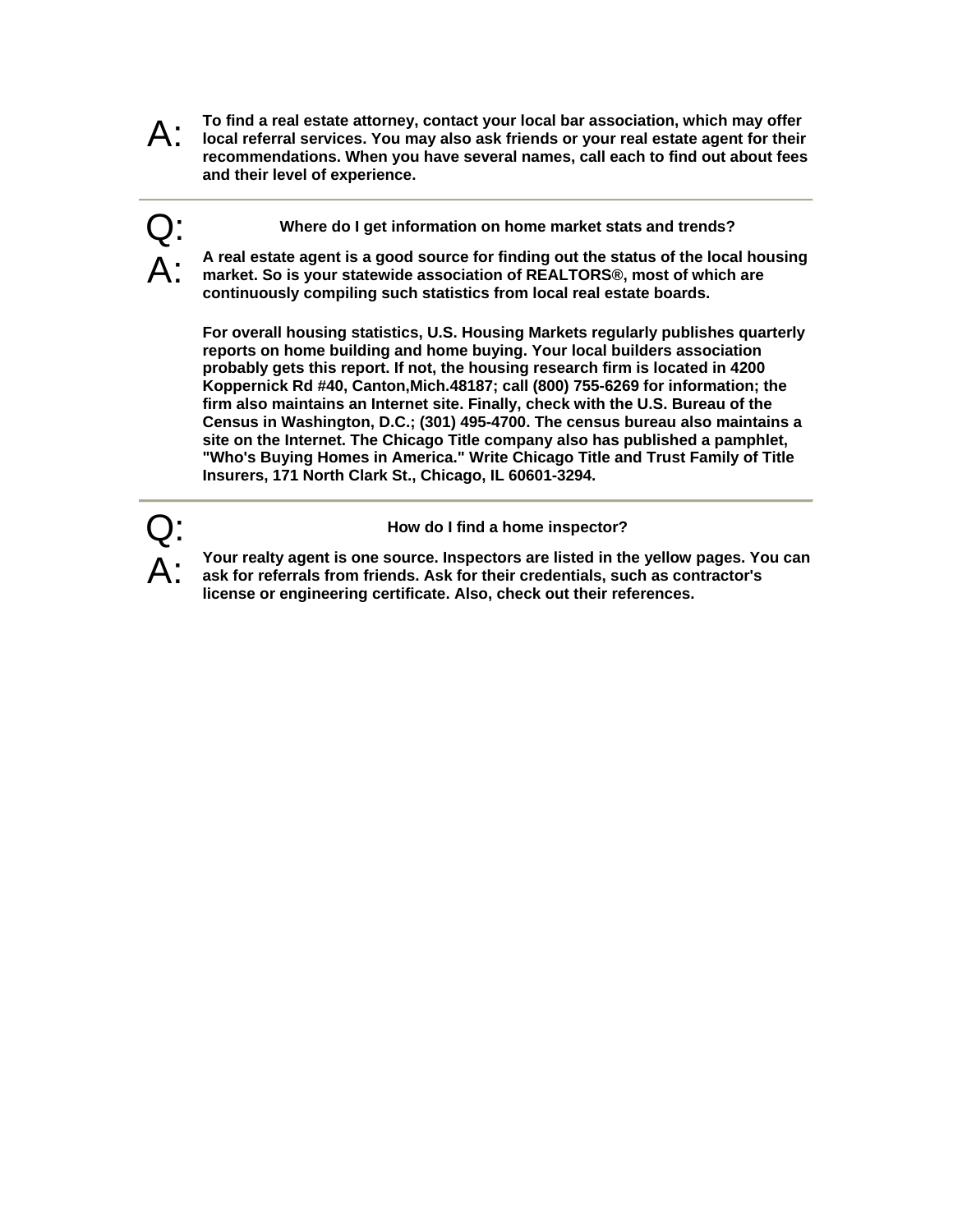A: **To find a real estate attorney, contact your local bar association, which may offer local referral services. You may also ask friends or your real estate agent for their recommendations. When you have several names, call each to find out about fees and their level of experience.**

---

Q: **Where do I get information on home market stats and trends?**

A: **A real estate agent is a good source for finding out the status of the local housing market. So is your statewide association of REALTORS®, most of which are continuously compiling such statistics from local real estate boards.**

**For overall housing statistics, U.S. Housing Markets regularly publishes quarterly reports on home building and home buying. Your local builders association probably gets this report. If not, the housing research firm is located in 4200 Koppernick Rd #40, Canton,Mich.48187; call (800) 755-6269 for information; the firm also maintains an Internet site. Finally, check with the U.S. Bureau of the Census in Washington, D.C.; (301) 495-4700. The census bureau also maintains a site on the Internet. The Chicago Title company also has published a pamphlet, "Who's Buying Homes in America." Write Chicago Title and Trust Family of Title Insurers, 171 North Clark St., Chicago, IL 60601-3294.**

---

Q: **How do I find a home inspector?**

A: **Your realty agent is one source. Inspectors are listed in the yellow pages. You can ask for referrals from friends. Ask for their credentials, such as contractor's license or engineering certificate. Also, check out their references.**